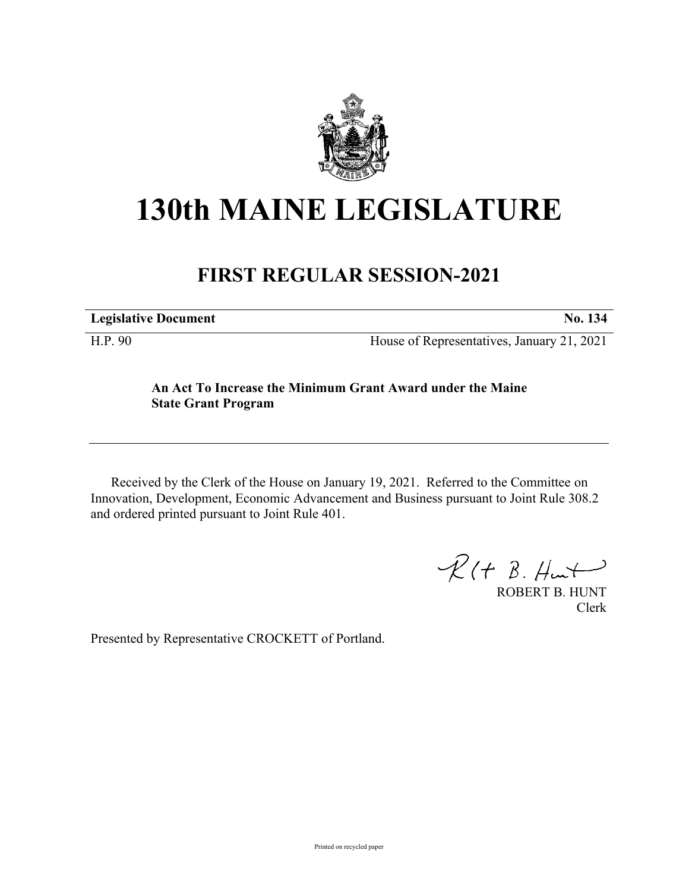# 130th MAINE LEGISLATURE

## FIRST REGULAR SESSION-2021

**Legislative Document** **No. 134**

H.P. 90 House of Representatives, January 21, 2021

**An Act To Increase the Minimum Grant Award under the Maine State Grant Program**

---

Received by the Clerk of the House on January 19, 2021. Referred to the Committee on Innovation, Development, Economic Advancement and Business pursuant to Joint Rule 308.2 and ordered printed pursuant to Joint Rule 401.

ROBERT B. HUNT
Clerk

Presented by Representative CROCKETT of Portland.

Printed on recycled paper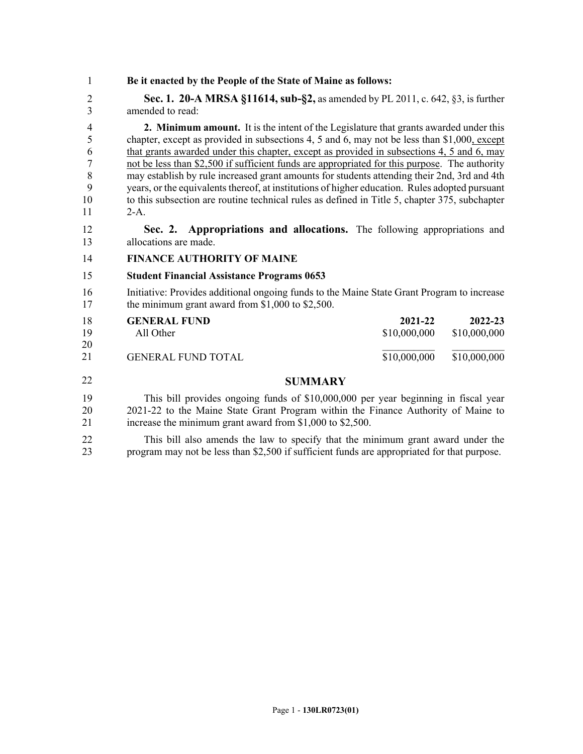**Be it enacted by the People of the State of Maine as follows:**

**Sec. 1. 20-A MRSA §11614, sub-§2,** as amended by PL 2011, c. 642, §3, is further amended to read:

**2. Minimum amount.** It is the intent of the Legislature that grants awarded under this chapter, except as provided in subsections 4, 5 and 6, may not be less than $1,000, except that grants awarded under this chapter, except as provided in subsections 4, 5 and 6, may not be less than $2,500 if sufficient funds are appropriated for this purpose. The authority may establish by rule increased grant amounts for students attending their 2nd, 3rd and 4th years, or the equivalents thereof, at institutions of higher education. Rules adopted pursuant to this subsection are routine technical rules as defined in Title 5, chapter 375, subchapter 2-A.

**Sec. 2. Appropriations and allocations.** The following appropriations and allocations are made.

**FINANCE AUTHORITY OF MAINE**

**Student Financial Assistance Programs 0653**

Initiative: Provides additional ongoing funds to the Maine State Grant Program to increase the minimum grant award from $1,000 to $2,500.

| **GENERAL FUND** | **2021-22** | **2022-23** |
|---|---|---|
| All Other | $10,000,000 | $10,000,000 |
| GENERAL FUND TOTAL | $10,000,000 | $10,000,000 |

## SUMMARY

This bill provides ongoing funds of $10,000,000 per year beginning in fiscal year 2021-22 to the Maine State Grant Program within the Finance Authority of Maine to increase the minimum grant award from $1,000 to $2,500.

This bill also amends the law to specify that the minimum grant award under the program may not be less than $2,500 if sufficient funds are appropriated for that purpose.